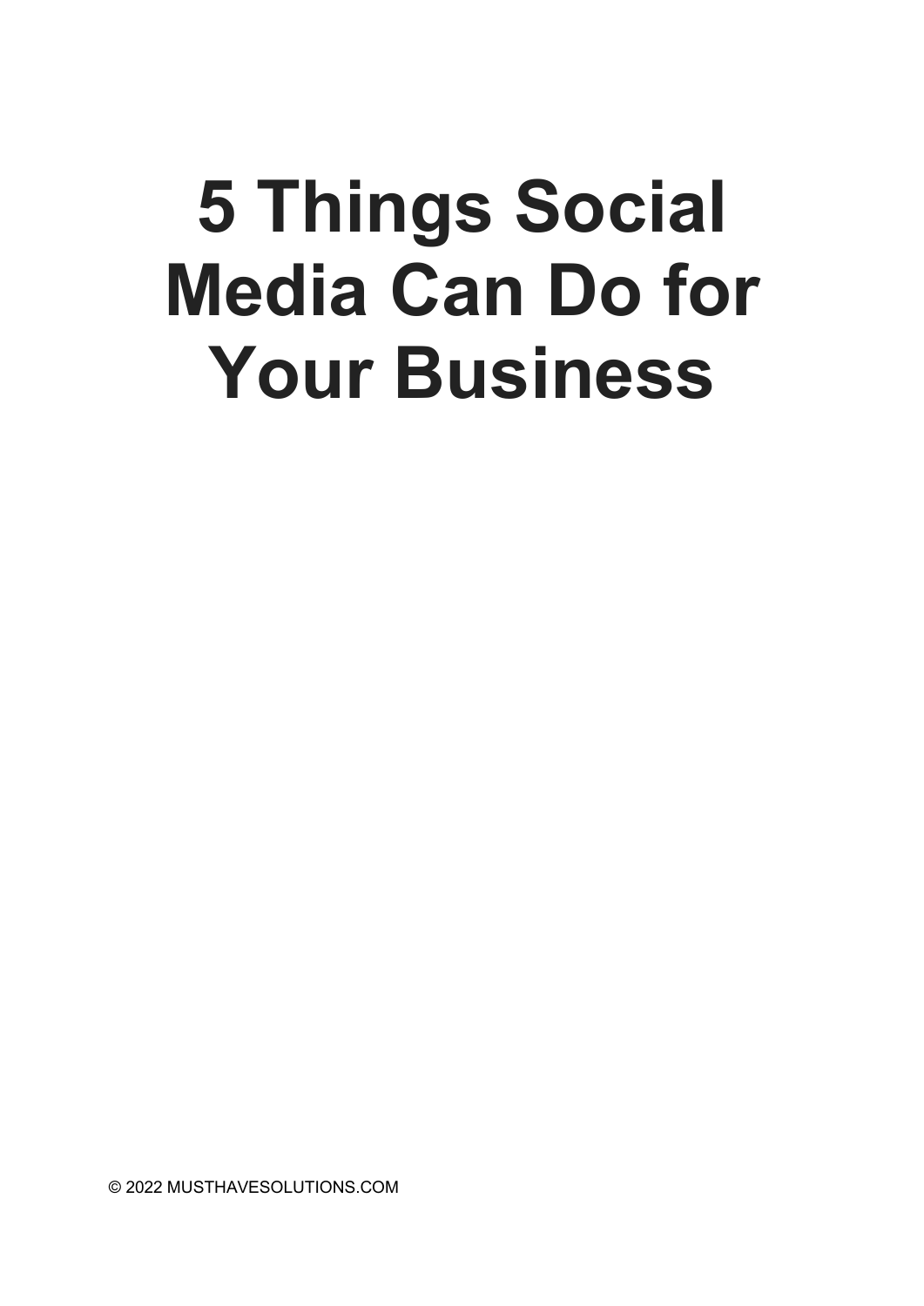# 5 Things Social Media Can Do for Your Business

© 2022 MUSTHAVESOLUTIONS.COM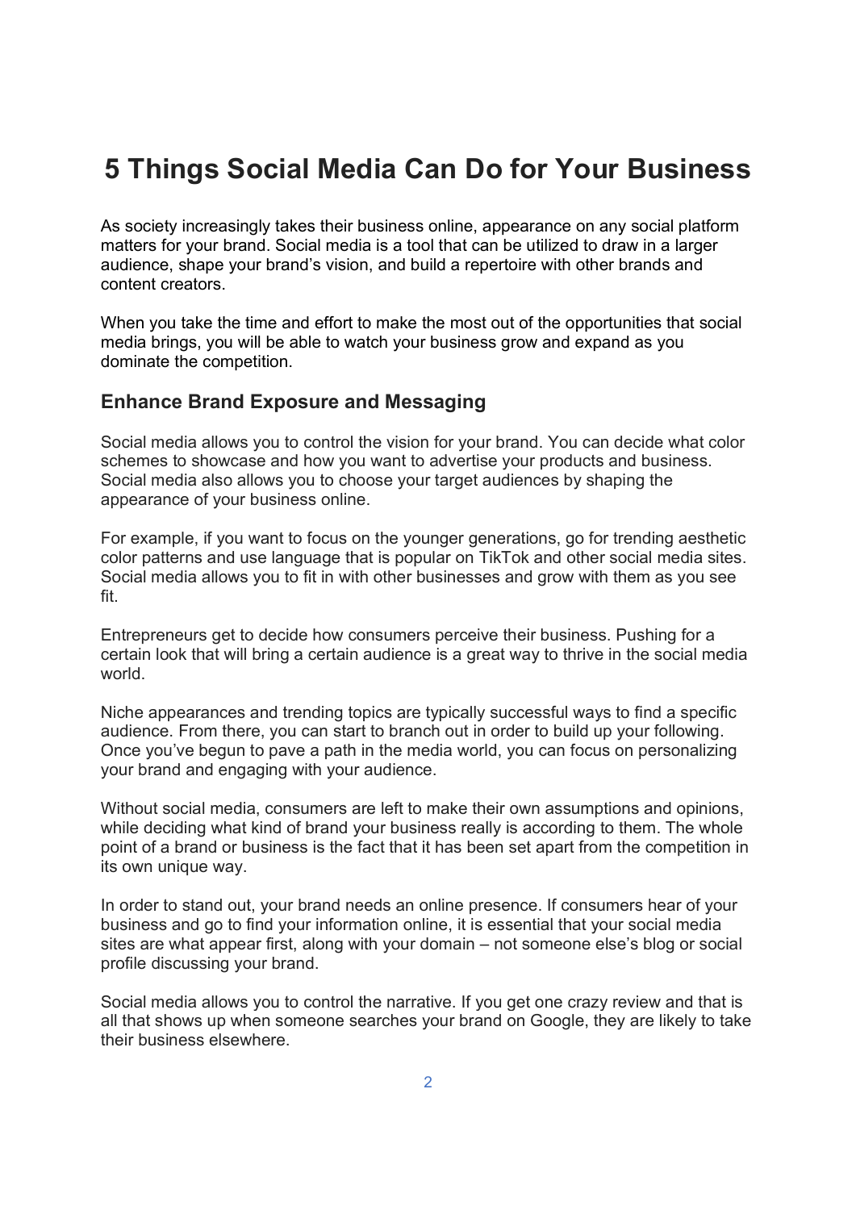# 5 Things Social Media Can Do for Your Business

As society increasingly takes their business online, appearance on any social platform matters for your brand. Social media is a tool that can be utilized to draw in a larger audience, shape your brand's vision, and build a repertoire with other brands and content creators.

When you take the time and effort to make the most out of the opportunities that social media brings, you will be able to watch your business grow and expand as you dominate the competition.

## Enhance Brand Exposure and Messaging

Social media allows you to control the vision for your brand. You can decide what color schemes to showcase and how you want to advertise your products and business. Social media also allows you to choose your target audiences by shaping the appearance of your business online.

For example, if you want to focus on the younger generations, go for trending aesthetic color patterns and use language that is popular on TikTok and other social media sites. Social media allows you to fit in with other businesses and grow with them as you see fit.

Entrepreneurs get to decide how consumers perceive their business. Pushing for a certain look that will bring a certain audience is a great way to thrive in the social media world.

Niche appearances and trending topics are typically successful ways to find a specific audience. From there, you can start to branch out in order to build up your following. Once you've begun to pave a path in the media world, you can focus on personalizing your brand and engaging with your audience.

Without social media, consumers are left to make their own assumptions and opinions, while deciding what kind of brand your business really is according to them. The whole point of a brand or business is the fact that it has been set apart from the competition in its own unique way.

In order to stand out, your brand needs an online presence. If consumers hear of your business and go to find your information online, it is essential that your social media sites are what appear first, along with your domain – not someone else's blog or social profile discussing your brand.

Social media allows you to control the narrative. If you get one crazy review and that is all that shows up when someone searches your brand on Google, they are likely to take their business elsewhere.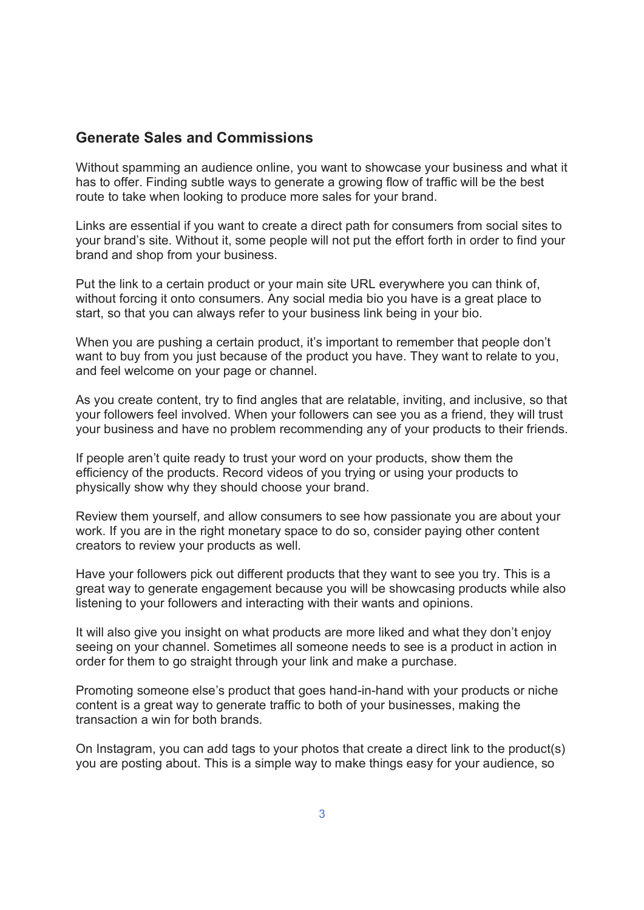## Generate Sales and Commissions

Without spamming an audience online, you want to showcase your business and what it has to offer. Finding subtle ways to generate a growing flow of traffic will be the best route to take when looking to produce more sales for your brand.

Links are essential if you want to create a direct path for consumers from social sites to your brand's site. Without it, some people will not put the effort forth in order to find your brand and shop from your business.

Put the link to a certain product or your main site URL everywhere you can think of, without forcing it onto consumers. Any social media bio you have is a great place to start, so that you can always refer to your business link being in your bio.

When you are pushing a certain product, it's important to remember that people don't want to buy from you just because of the product you have. They want to relate to you, and feel welcome on your page or channel.

As you create content, try to find angles that are relatable, inviting, and inclusive, so that your followers feel involved. When your followers can see you as a friend, they will trust your business and have no problem recommending any of your products to their friends.

If people aren't quite ready to trust your word on your products, show them the efficiency of the products. Record videos of you trying or using your products to physically show why they should choose your brand.

Review them yourself, and allow consumers to see how passionate you are about your work. If you are in the right monetary space to do so, consider paying other content creators to review your products as well.

Have your followers pick out different products that they want to see you try. This is a great way to generate engagement because you will be showcasing products while also listening to your followers and interacting with their wants and opinions.

It will also give you insight on what products are more liked and what they don't enjoy seeing on your channel. Sometimes all someone needs to see is a product in action in order for them to go straight through your link and make a purchase.

Promoting someone else's product that goes hand-in-hand with your products or niche content is a great way to generate traffic to both of your businesses, making the transaction a win for both brands.

On Instagram, you can add tags to your photos that create a direct link to the product(s) you are posting about. This is a simple way to make things easy for your audience, so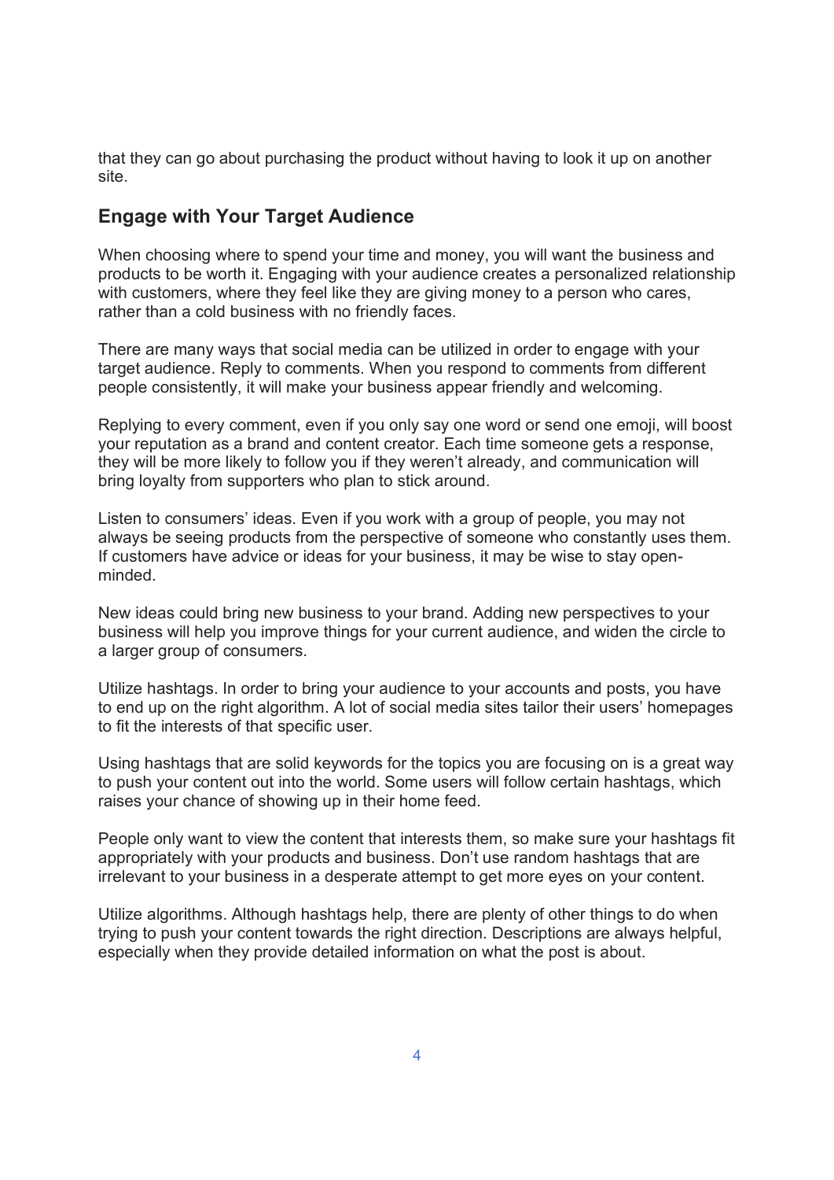that they can go about purchasing the product without having to look it up on another site.

## Engage with Your Target Audience

When choosing where to spend your time and money, you will want the business and products to be worth it. Engaging with your audience creates a personalized relationship with customers, where they feel like they are giving money to a person who cares, rather than a cold business with no friendly faces.

There are many ways that social media can be utilized in order to engage with your target audience. Reply to comments. When you respond to comments from different people consistently, it will make your business appear friendly and welcoming.

Replying to every comment, even if you only say one word or send one emoji, will boost your reputation as a brand and content creator. Each time someone gets a response, they will be more likely to follow you if they weren't already, and communication will bring loyalty from supporters who plan to stick around.

Listen to consumers' ideas. Even if you work with a group of people, you may not always be seeing products from the perspective of someone who constantly uses them. If customers have advice or ideas for your business, it may be wise to stay open-minded.

New ideas could bring new business to your brand. Adding new perspectives to your business will help you improve things for your current audience, and widen the circle to a larger group of consumers.

Utilize hashtags. In order to bring your audience to your accounts and posts, you have to end up on the right algorithm. A lot of social media sites tailor their users' homepages to fit the interests of that specific user.

Using hashtags that are solid keywords for the topics you are focusing on is a great way to push your content out into the world. Some users will follow certain hashtags, which raises your chance of showing up in their home feed.

People only want to view the content that interests them, so make sure your hashtags fit appropriately with your products and business. Don't use random hashtags that are irrelevant to your business in a desperate attempt to get more eyes on your content.

Utilize algorithms. Although hashtags help, there are plenty of other things to do when trying to push your content towards the right direction. Descriptions are always helpful, especially when they provide detailed information on what the post is about.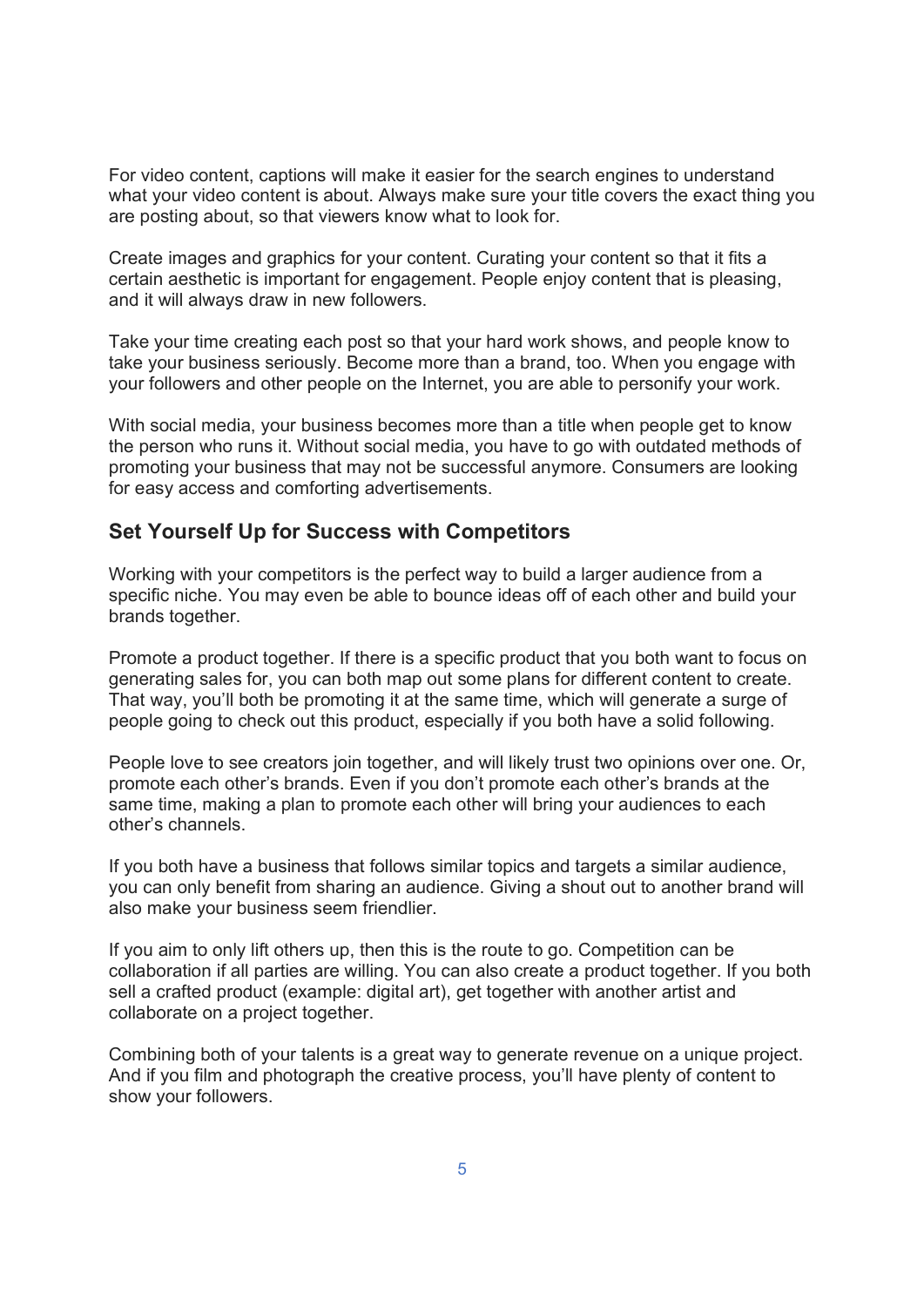For video content, captions will make it easier for the search engines to understand what your video content is about. Always make sure your title covers the exact thing you are posting about, so that viewers know what to look for.

Create images and graphics for your content. Curating your content so that it fits a certain aesthetic is important for engagement. People enjoy content that is pleasing, and it will always draw in new followers.

Take your time creating each post so that your hard work shows, and people know to take your business seriously. Become more than a brand, too. When you engage with your followers and other people on the Internet, you are able to personify your work.

With social media, your business becomes more than a title when people get to know the person who runs it. Without social media, you have to go with outdated methods of promoting your business that may not be successful anymore. Consumers are looking for easy access and comforting advertisements.

## Set Yourself Up for Success with Competitors

Working with your competitors is the perfect way to build a larger audience from a specific niche. You may even be able to bounce ideas off of each other and build your brands together.

Promote a product together. If there is a specific product that you both want to focus on generating sales for, you can both map out some plans for different content to create. That way, you'll both be promoting it at the same time, which will generate a surge of people going to check out this product, especially if you both have a solid following.

People love to see creators join together, and will likely trust two opinions over one. Or, promote each other's brands. Even if you don't promote each other's brands at the same time, making a plan to promote each other will bring your audiences to each other's channels.

If you both have a business that follows similar topics and targets a similar audience, you can only benefit from sharing an audience. Giving a shout out to another brand will also make your business seem friendlier.

If you aim to only lift others up, then this is the route to go. Competition can be collaboration if all parties are willing. You can also create a product together. If you both sell a crafted product (example: digital art), get together with another artist and collaborate on a project together.

Combining both of your talents is a great way to generate revenue on a unique project. And if you film and photograph the creative process, you'll have plenty of content to show your followers.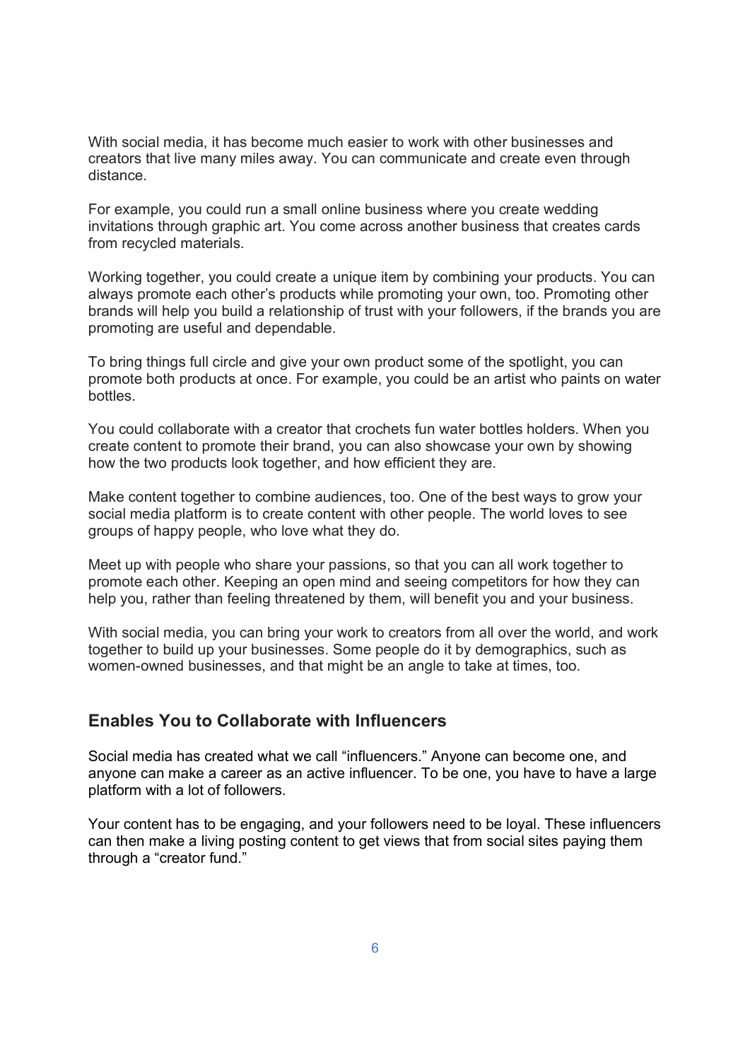With social media, it has become much easier to work with other businesses and creators that live many miles away. You can communicate and create even through distance.

For example, you could run a small online business where you create wedding invitations through graphic art. You come across another business that creates cards from recycled materials.

Working together, you could create a unique item by combining your products. You can always promote each other's products while promoting your own, too. Promoting other brands will help you build a relationship of trust with your followers, if the brands you are promoting are useful and dependable.

To bring things full circle and give your own product some of the spotlight, you can promote both products at once. For example, you could be an artist who paints on water bottles.

You could collaborate with a creator that crochets fun water bottles holders. When you create content to promote their brand, you can also showcase your own by showing how the two products look together, and how efficient they are.

Make content together to combine audiences, too. One of the best ways to grow your social media platform is to create content with other people. The world loves to see groups of happy people, who love what they do.

Meet up with people who share your passions, so that you can all work together to promote each other. Keeping an open mind and seeing competitors for how they can help you, rather than feeling threatened by them, will benefit you and your business.

With social media, you can bring your work to creators from all over the world, and work together to build up your businesses. Some people do it by demographics, such as women-owned businesses, and that might be an angle to take at times, too.

## Enables You to Collaborate with Influencers

Social media has created what we call "influencers." Anyone can become one, and anyone can make a career as an active influencer. To be one, you have to have a large platform with a lot of followers.

Your content has to be engaging, and your followers need to be loyal. These influencers can then make a living posting content to get views that from social sites paying them through a "creator fund."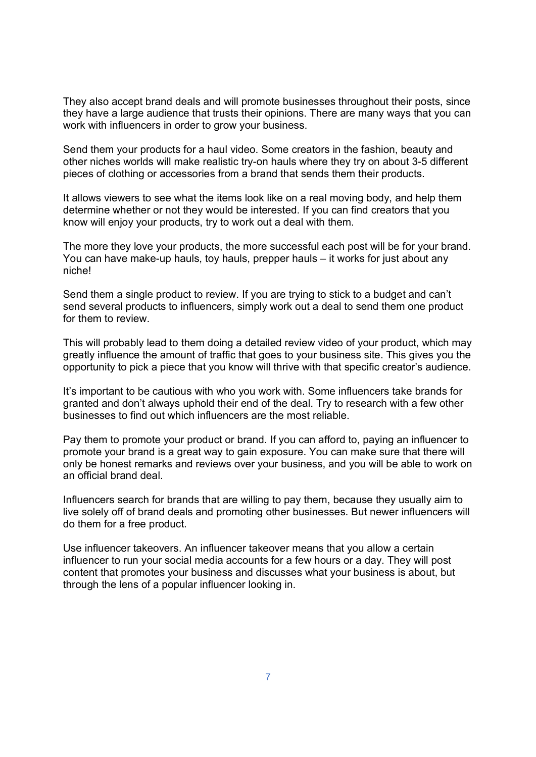They also accept brand deals and will promote businesses throughout their posts, since they have a large audience that trusts their opinions. There are many ways that you can work with influencers in order to grow your business.

Send them your products for a haul video. Some creators in the fashion, beauty and other niches worlds will make realistic try-on hauls where they try on about 3-5 different pieces of clothing or accessories from a brand that sends them their products.

It allows viewers to see what the items look like on a real moving body, and help them determine whether or not they would be interested. If you can find creators that you know will enjoy your products, try to work out a deal with them.

The more they love your products, the more successful each post will be for your brand. You can have make-up hauls, toy hauls, prepper hauls – it works for just about any niche!

Send them a single product to review. If you are trying to stick to a budget and can't send several products to influencers, simply work out a deal to send them one product for them to review.

This will probably lead to them doing a detailed review video of your product, which may greatly influence the amount of traffic that goes to your business site. This gives you the opportunity to pick a piece that you know will thrive with that specific creator's audience.

It's important to be cautious with who you work with. Some influencers take brands for granted and don't always uphold their end of the deal. Try to research with a few other businesses to find out which influencers are the most reliable.

Pay them to promote your product or brand. If you can afford to, paying an influencer to promote your brand is a great way to gain exposure. You can make sure that there will only be honest remarks and reviews over your business, and you will be able to work on an official brand deal.

Influencers search for brands that are willing to pay them, because they usually aim to live solely off of brand deals and promoting other businesses. But newer influencers will do them for a free product.

Use influencer takeovers. An influencer takeover means that you allow a certain influencer to run your social media accounts for a few hours or a day. They will post content that promotes your business and discusses what your business is about, but through the lens of a popular influencer looking in.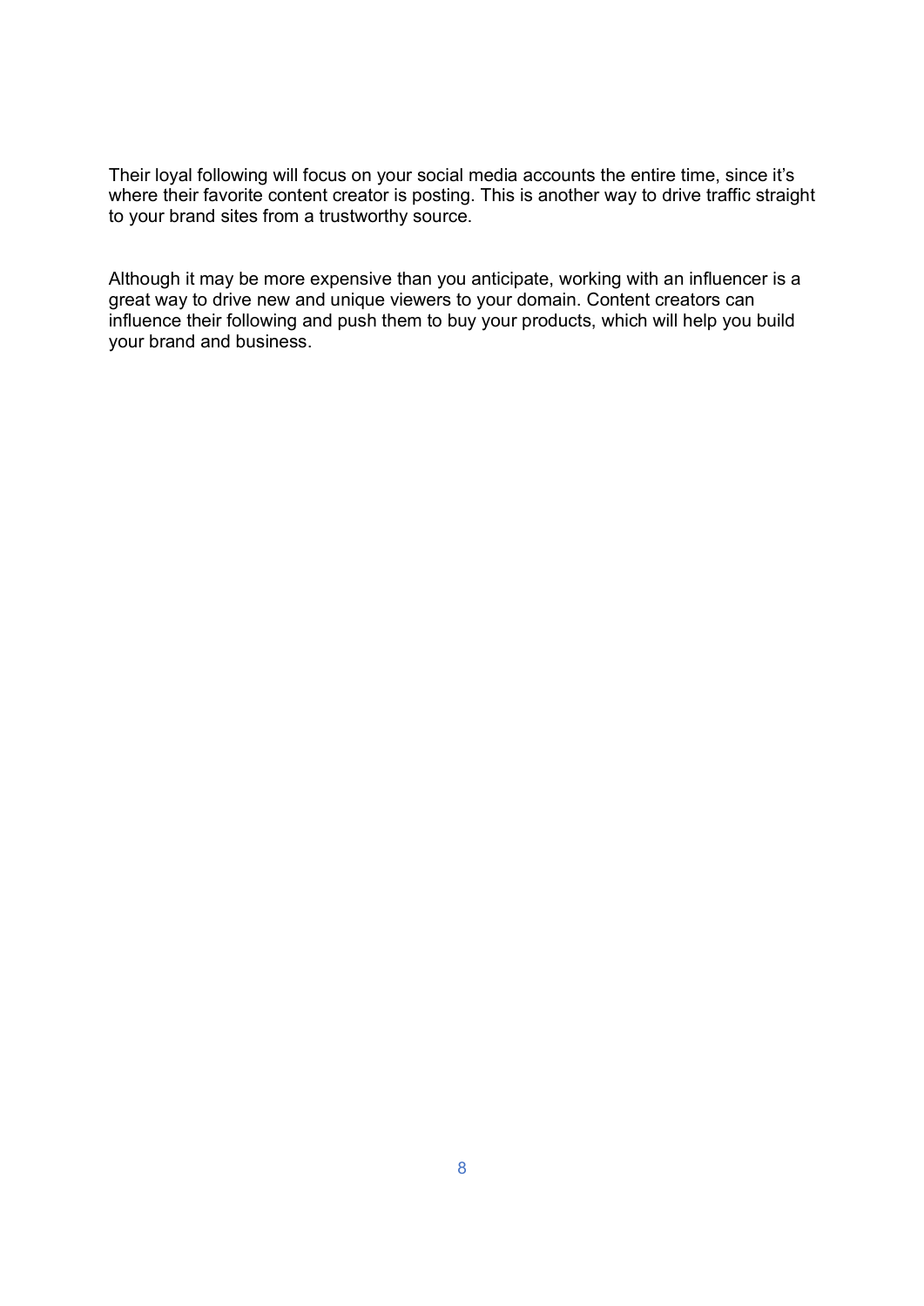Their loyal following will focus on your social media accounts the entire time, since it's where their favorite content creator is posting. This is another way to drive traffic straight to your brand sites from a trustworthy source.

Although it may be more expensive than you anticipate, working with an influencer is a great way to drive new and unique viewers to your domain. Content creators can influence their following and push them to buy your products, which will help you build your brand and business.